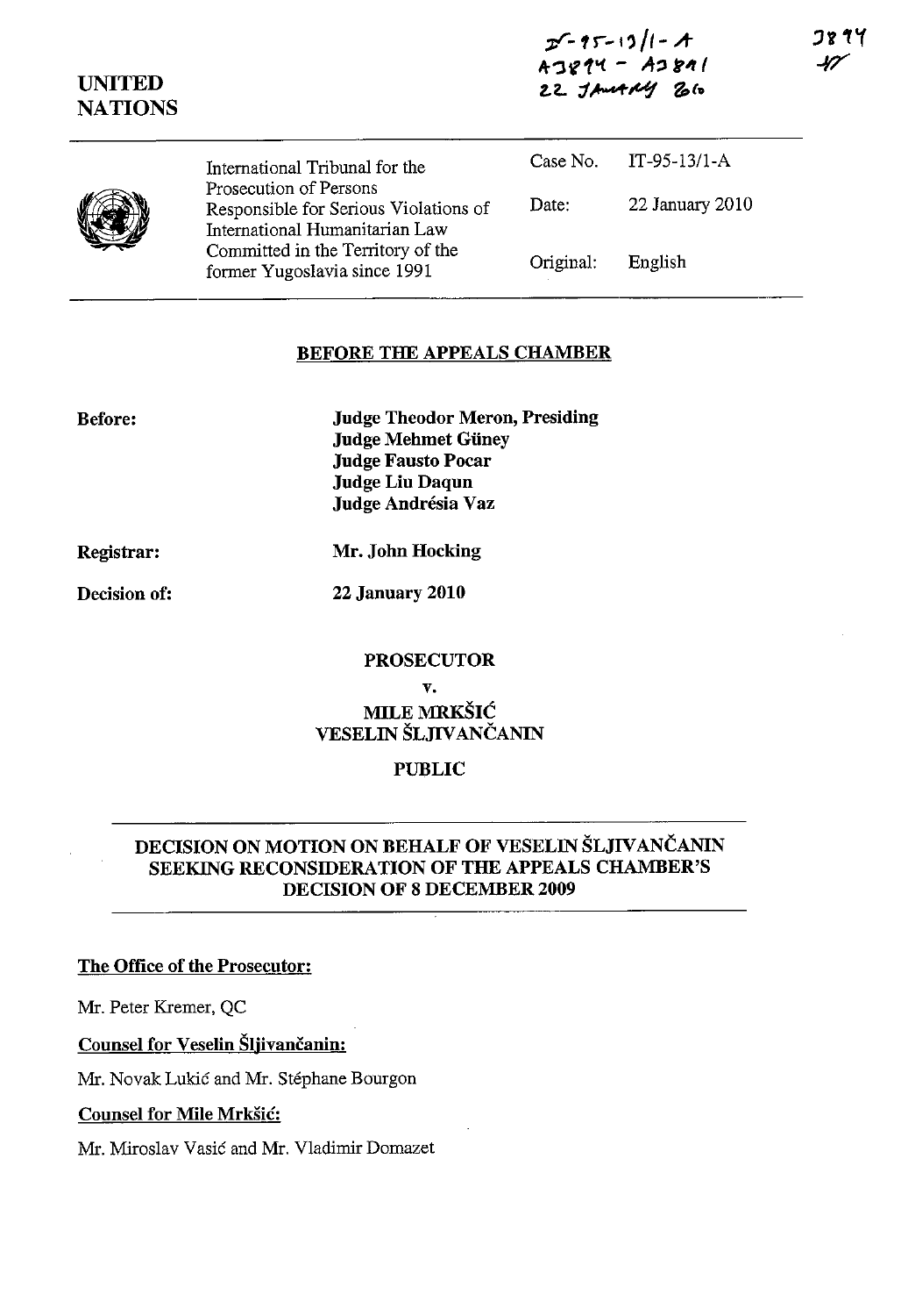IT-95-13/1-A
A3894 - A3891
22 JANUARY 2010

3894
MC

**UNITED NATIONS**

| | | |
|---|---|---|
| International Tribunal for the Prosecution of Persons Responsible for Serious Violations of International Humanitarian Law Committed in the Territory of the former Yugoslavia since 1991 | Case No. | IT-95-13/1-A |
| | Date: | 22 January 2010 |
| | Original: | English |

**BEFORE THE APPEALS CHAMBER**

**Before:**

**Judge Theodor Meron, Presiding**
**Judge Mehmet Güney**
**Judge Fausto Pocar**
**Judge Liu Daqun**
**Judge Andrésia Vaz**

**Registrar:** **Mr. John Hocking**

**Decision of:** **22 January 2010**

**PROSECUTOR**

**v.**

**MILE MRKŠIĆ**
**VESELIN ŠLJIVANČANIN**

**PUBLIC**

**DECISION ON MOTION ON BEHALF OF VESELIN ŠLJIVANČANIN SEEKING RECONSIDERATION OF THE APPEALS CHAMBER'S DECISION OF 8 DECEMBER 2009**

**The Office of the Prosecutor:**

Mr. Peter Kremer, QC

**Counsel for Veselin Šljivančanin:**

Mr. Novak Lukić and Mr. Stéphane Bourgon

**Counsel for Mile Mrkšić:**

Mr. Miroslav Vasić and Mr. Vladimir Domazet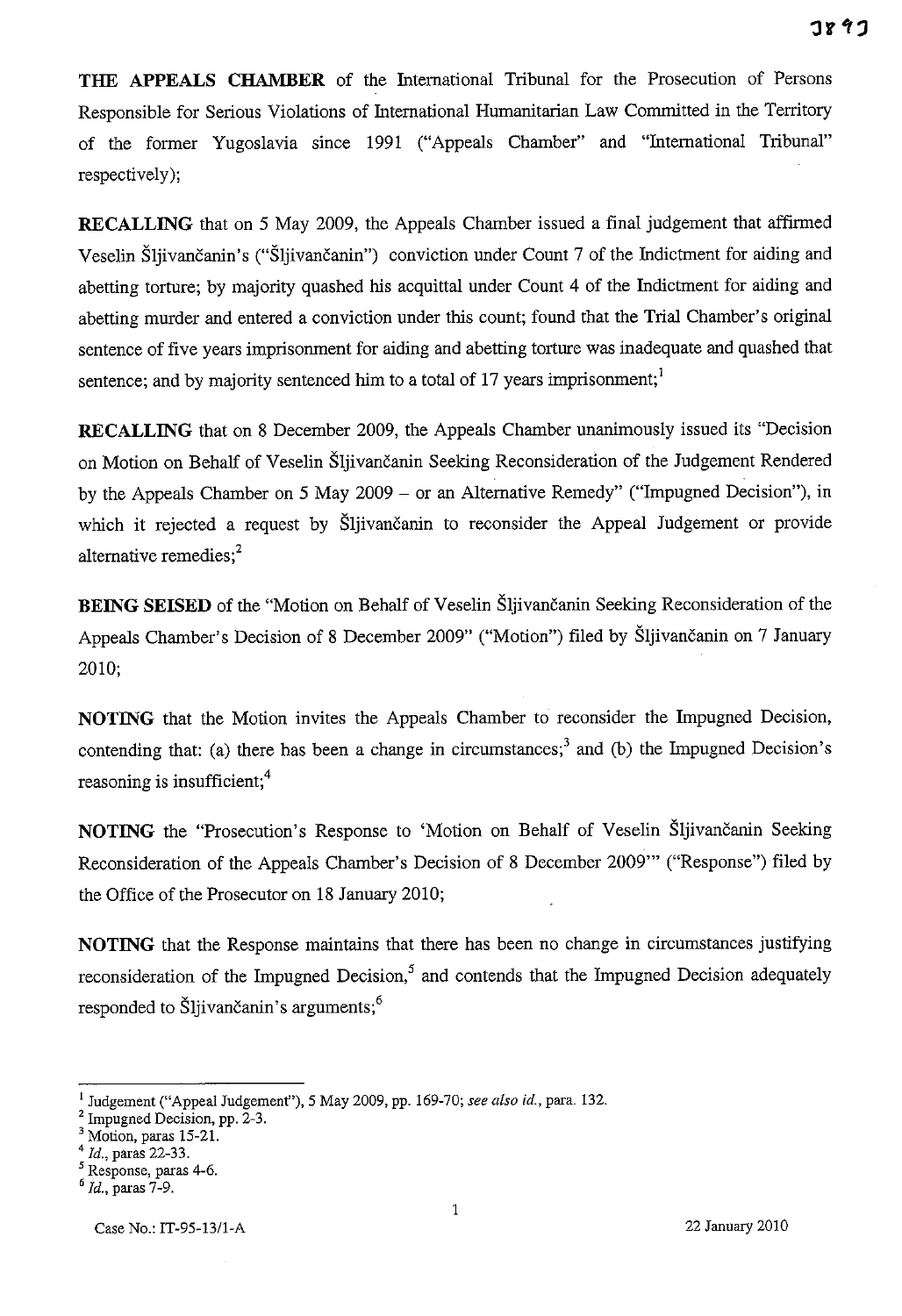**THE APPEALS CHAMBER** of the International Tribunal for the Prosecution of Persons Responsible for Serious Violations of International Humanitarian Law Committed in the Territory of the former Yugoslavia since 1991 ("Appeals Chamber" and "International Tribunal" respectively);

**RECALLING** that on 5 May 2009, the Appeals Chamber issued a final judgement that affirmed Veselin Šljivančanin's ("Šljivančanin") conviction under Count 7 of the Indictment for aiding and abetting torture; by majority quashed his acquittal under Count 4 of the Indictment for aiding and abetting murder and entered a conviction under this count; found that the Trial Chamber's original sentence of five years imprisonment for aiding and abetting torture was inadequate and quashed that sentence; and by majority sentenced him to a total of 17 years imprisonment;[1]

**RECALLING** that on 8 December 2009, the Appeals Chamber unanimously issued its "Decision on Motion on Behalf of Veselin Šljivančanin Seeking Reconsideration of the Judgement Rendered by the Appeals Chamber on 5 May 2009 – or an Alternative Remedy" ("Impugned Decision"), in which it rejected a request by Šljivančanin to reconsider the Appeal Judgement or provide alternative remedies;[2]

**BEING SEISED** of the "Motion on Behalf of Veselin Šljivančanin Seeking Reconsideration of the Appeals Chamber's Decision of 8 December 2009" ("Motion") filed by Šljivančanin on 7 January 2010;

**NOTING** that the Motion invites the Appeals Chamber to reconsider the Impugned Decision, contending that: (a) there has been a change in circumstances;[3] and (b) the Impugned Decision's reasoning is insufficient;[4]

**NOTING** the "Prosecution's Response to 'Motion on Behalf of Veselin Šljivančanin Seeking Reconsideration of the Appeals Chamber's Decision of 8 December 2009'" ("Response") filed by the Office of the Prosecutor on 18 January 2010;

**NOTING** that the Response maintains that there has been no change in circumstances justifying reconsideration of the Impugned Decision,[5] and contends that the Impugned Decision adequately responded to Šljivančanin's arguments;[6]

---

[1] Judgement ("Appeal Judgement"), 5 May 2009, pp. 169-70; *see also id.*, para. 132.

[2] Impugned Decision, pp. 2-3.

[3] Motion, paras 15-21.

[4] *Id.*, paras 22-33.

[5] Response, paras 4-6.

[6] *Id.*, paras 7-9.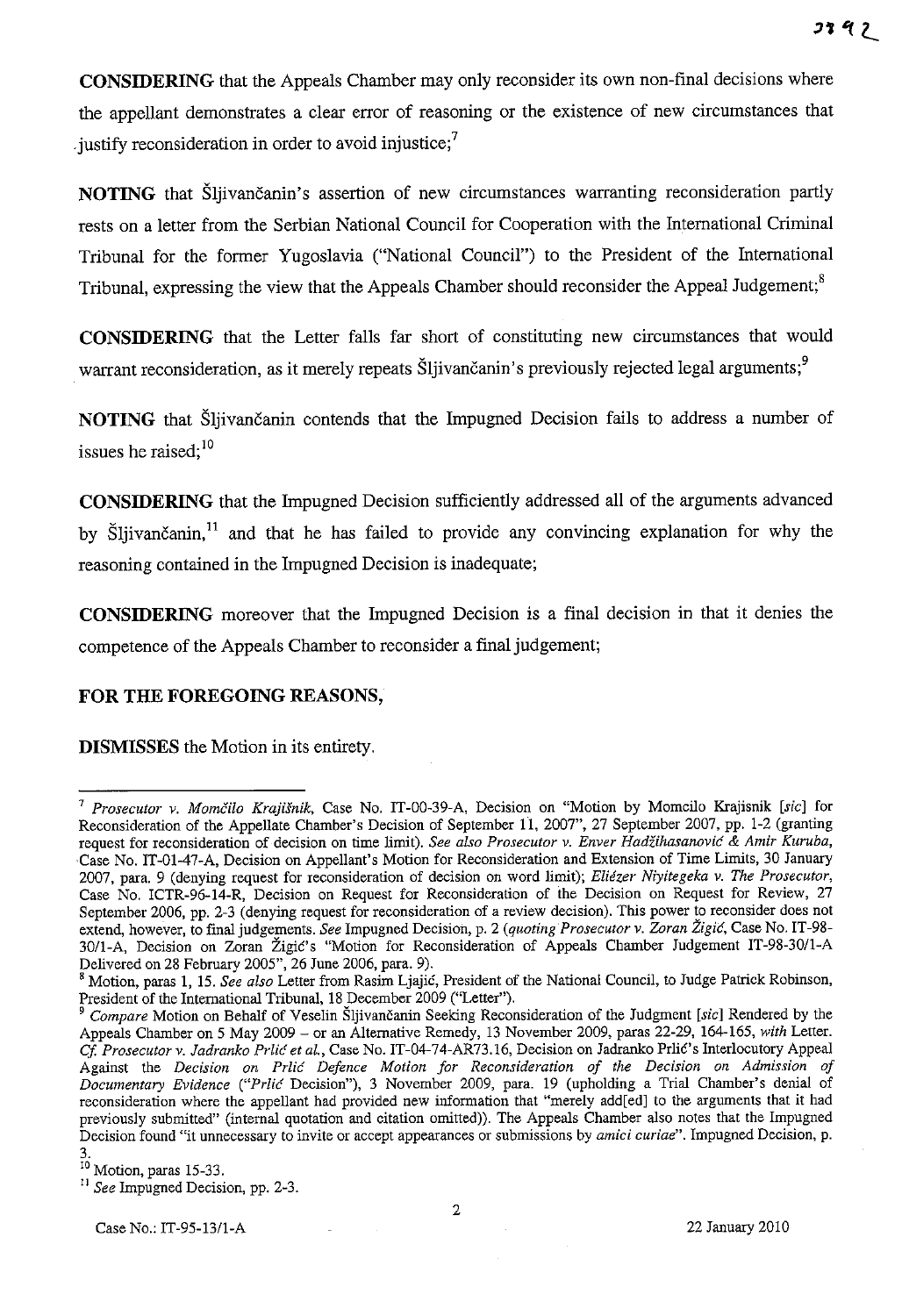**CONSIDERING** that the Appeals Chamber may only reconsider its own non-final decisions where the appellant demonstrates a clear error of reasoning or the existence of new circumstances that justify reconsideration in order to avoid injustice;[7]

**NOTING** that Šljivančanin's assertion of new circumstances warranting reconsideration partly rests on a letter from the Serbian National Council for Cooperation with the International Criminal Tribunal for the former Yugoslavia ("National Council") to the President of the International Tribunal, expressing the view that the Appeals Chamber should reconsider the Appeal Judgement;[8]

**CONSIDERING** that the Letter falls far short of constituting new circumstances that would warrant reconsideration, as it merely repeats Šljivančanin's previously rejected legal arguments;[9]

**NOTING** that Šljivančanin contends that the Impugned Decision fails to address a number of issues he raised;[10]

**CONSIDERING** that the Impugned Decision sufficiently addressed all of the arguments advanced by Šljivančanin,[11] and that he has failed to provide any convincing explanation for why the reasoning contained in the Impugned Decision is inadequate;

**CONSIDERING** moreover that the Impugned Decision is a final decision in that it denies the competence of the Appeals Chamber to reconsider a final judgement;

**FOR THE FOREGOING REASONS,**

**DISMISSES** the Motion in its entirety.

---

[7] *Prosecutor v. Momčilo Krajišnik*, Case No. IT-00-39-A, Decision on "Motion by Momcilo Krajisnik [*sic*] for Reconsideration of the Appellate Chamber's Decision of September 11, 2007", 27 September 2007, pp. 1-2 (granting request for reconsideration of decision on time limit). *See also Prosecutor v. Enver Hadžihasanović & Amir Kuruba*, Case No. IT-01-47-A, Decision on Appellant's Motion for Reconsideration and Extension of Time Limits, 30 January 2007, para. 9 (denying request for reconsideration of decision on word limit); *Eliézer Niyitegeka v. The Prosecutor*, Case No. ICTR-96-14-R, Decision on Request for Reconsideration of the Decision on Request for Review, 27 September 2006, pp. 2-3 (denying request for reconsideration of a review decision). This power to reconsider does not extend, however, to final judgements. *See* Impugned Decision, p. 2 (*quoting Prosecutor v. Zoran Žigić*, Case No. IT-98-30/1-A, Decision on Zoran Žigić's "Motion for Reconsideration of Appeals Chamber Judgement IT-98-30/1-A Delivered on 28 February 2005", 26 June 2006, para. 9).

[8] Motion, paras 1, 15. *See also* Letter from Rasim Ljajić, President of the National Council, to Judge Patrick Robinson, President of the International Tribunal, 18 December 2009 ("Letter").

[9] *Compare* Motion on Behalf of Veselin Šljivančanin Seeking Reconsideration of the Judgment [*sic*] Rendered by the Appeals Chamber on 5 May 2009 – or an Alternative Remedy, 13 November 2009, paras 22-29, 164-165, *with* Letter. *Cf. Prosecutor v. Jadranko Prlić et al.*, Case No. IT-04-74-AR73.16, Decision on Jadranko Prlić's Interlocutory Appeal Against the *Decision on Prlić Defence Motion for Reconsideration of the Decision on Admission of Documentary Evidence* ("*Prlić* Decision"), 3 November 2009, para. 19 (upholding a Trial Chamber's denial of reconsideration where the appellant had provided new information that "merely add[ed] to the arguments that it had previously submitted" (internal quotation and citation omitted)). The Appeals Chamber also notes that the Impugned Decision found "it unnecessary to invite or accept appearances or submissions by *amici curiae*". Impugned Decision, p. 3.

[10] Motion, paras 15-33.

[11] *See* Impugned Decision, pp. 2-3.

Case No.: IT-95-13/1-A 22 January 2010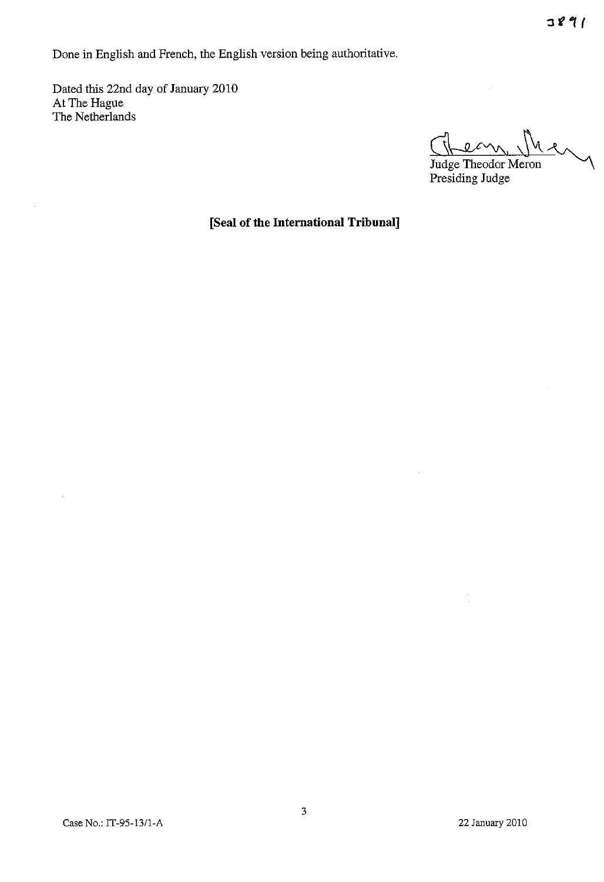Done in English and French, the English version being authoritative.

Dated this 22nd day of January 2010
At The Hague
The Netherlands

Judge Theodor Meron
Presiding Judge

**[Seal of the International Tribunal]**